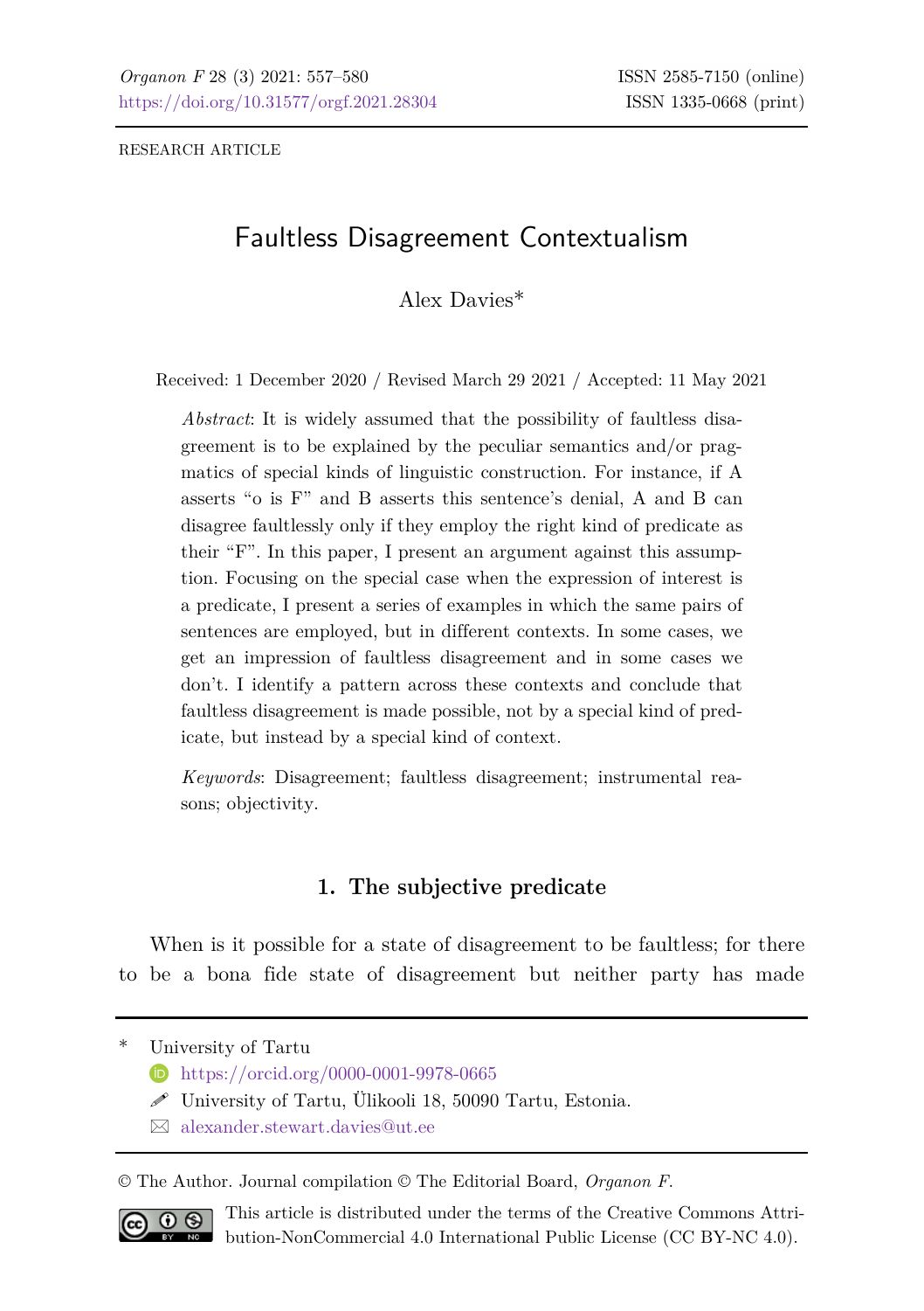RESEARCH ARTICLE

# Faultless Disagreement Contextualism

Alex Davies*

Received: 1 December 2020 / Revised March 29 2021 / Accepted: 11 May 2021

*Abstract*: It is widely assumed that the possibility of faultless disagreement is to be explained by the peculiar semantics and/or pragmatics of special kinds of linguistic construction. For instance, if A asserts "o is F" and B asserts this sentence's denial, A and B can disagree faultlessly only if they employ the right kind of predicate as their "F". In this paper, I present an argument against this assumption. Focusing on the special case when the expression of interest is a predicate, I present a series of examples in which the same pairs of sentences are employed, but in different contexts. In some cases, we get an impression of faultless disagreement and in some cases we don't. I identify a pattern across these contexts and conclude that faultless disagreement is made possible, not by a special kind of predicate, but instead by a special kind of context.

*Keywords*: Disagreement; faultless disagreement; instrumental reasons; objectivity.

## 1. The subjective predicate

When is it possible for a state of disagreement to be faultless; for there to be a bona fide state of disagreement but neither party has made

---

\* University of Tartu

https://orcid.org/0000-0001-9978-0665

University of Tartu, Ülikooli 18, 50090 Tartu, Estonia.

alexander.stewart.davies@ut.ee

© The Author. Journal compilation © The Editorial Board, *Organon F*.

This article is distributed under the terms of the Creative Commons Attribution-NonCommercial 4.0 International Public License (CC BY-NC 4.0).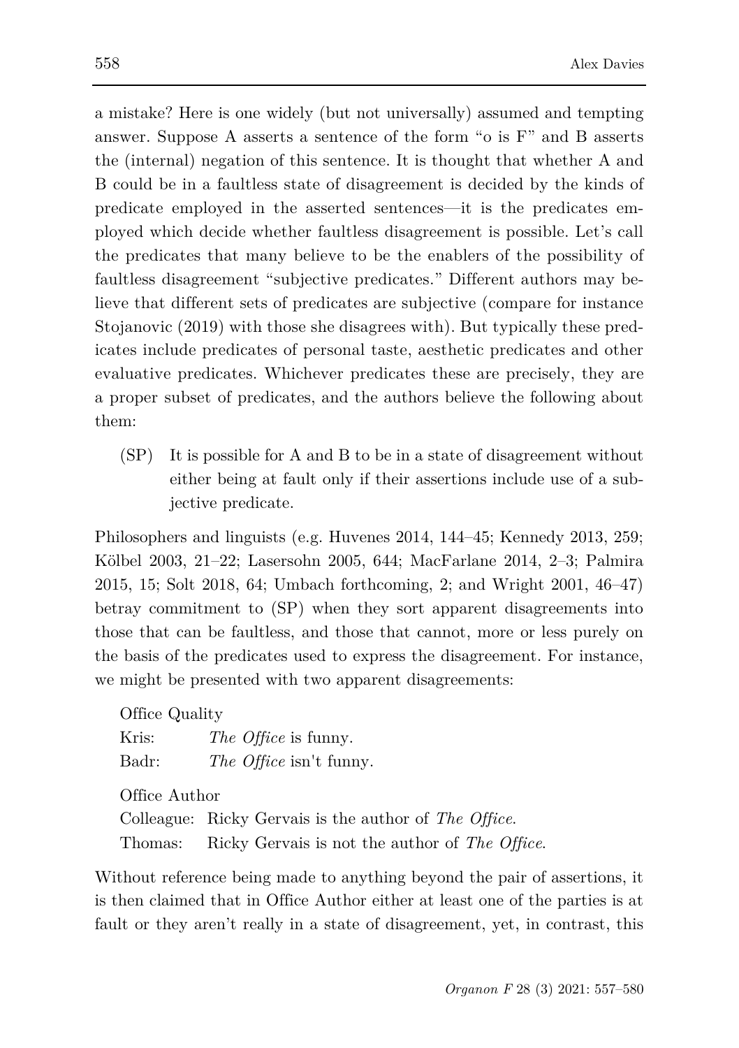a mistake? Here is one widely (but not universally) assumed and tempting answer. Suppose A asserts a sentence of the form "o is F" and B asserts the (internal) negation of this sentence. It is thought that whether A and B could be in a faultless state of disagreement is decided by the kinds of predicate employed in the asserted sentences—it is the predicates employed which decide whether faultless disagreement is possible. Let's call the predicates that many believe to be the enablers of the possibility of faultless disagreement "subjective predicates." Different authors may believe that different sets of predicates are subjective (compare for instance Stojanovic (2019) with those she disagrees with). But typically these predicates include predicates of personal taste, aesthetic predicates and other evaluative predicates. Whichever predicates these are precisely, they are a proper subset of predicates, and the authors believe the following about them:

(SP) It is possible for A and B to be in a state of disagreement without either being at fault only if their assertions include use of a subjective predicate.

Philosophers and linguists (e.g. Huvenes 2014, 144–45; Kennedy 2013, 259; Kölbel 2003, 21–22; Lasersohn 2005, 644; MacFarlane 2014, 2–3; Palmira 2015, 15; Solt 2018, 64; Umbach forthcoming, 2; and Wright 2001, 46–47) betray commitment to (SP) when they sort apparent disagreements into those that can be faultless, and those that cannot, more or less purely on the basis of the predicates used to express the disagreement. For instance, we might be presented with two apparent disagreements:

Office Quality
Kris: *The Office* is funny.
Badr: *The Office* isn't funny.

Office Author
Colleague: Ricky Gervais is the author of *The Office*.
Thomas: Ricky Gervais is not the author of *The Office*.

Without reference being made to anything beyond the pair of assertions, it is then claimed that in Office Author either at least one of the parties is at fault or they aren't really in a state of disagreement, yet, in contrast, this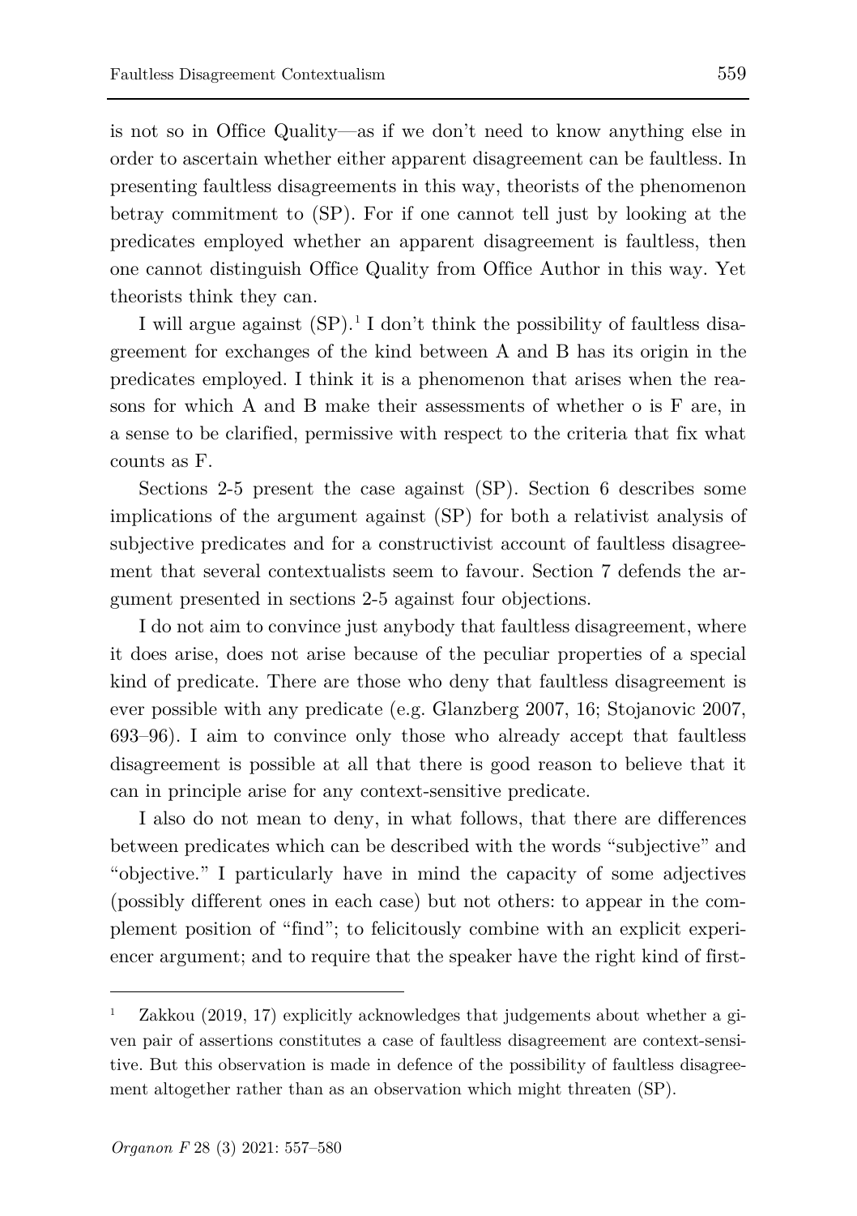is not so in Office Quality—as if we don't need to know anything else in order to ascertain whether either apparent disagreement can be faultless. In presenting faultless disagreements in this way, theorists of the phenomenon betray commitment to (SP). For if one cannot tell just by looking at the predicates employed whether an apparent disagreement is faultless, then one cannot distinguish Office Quality from Office Author in this way. Yet theorists think they can.

I will argue against (SP).[1] I don't think the possibility of faultless disagreement for exchanges of the kind between A and B has its origin in the predicates employed. I think it is a phenomenon that arises when the reasons for which A and B make their assessments of whether o is F are, in a sense to be clarified, permissive with respect to the criteria that fix what counts as F.

Sections 2-5 present the case against (SP). Section 6 describes some implications of the argument against (SP) for both a relativist analysis of subjective predicates and for a constructivist account of faultless disagreement that several contextualists seem to favour. Section 7 defends the argument presented in sections 2-5 against four objections.

I do not aim to convince just anybody that faultless disagreement, where it does arise, does not arise because of the peculiar properties of a special kind of predicate. There are those who deny that faultless disagreement is ever possible with any predicate (e.g. Glanzberg 2007, 16; Stojanovic 2007, 693–96). I aim to convince only those who already accept that faultless disagreement is possible at all that there is good reason to believe that it can in principle arise for any context-sensitive predicate.

I also do not mean to deny, in what follows, that there are differences between predicates which can be described with the words "subjective" and "objective." I particularly have in mind the capacity of some adjectives (possibly different ones in each case) but not others: to appear in the complement position of "find"; to felicitously combine with an explicit experiencer argument; and to require that the speaker have the right kind of first-

---

[1] Zakkou (2019, 17) explicitly acknowledges that judgements about whether a given pair of assertions constitutes a case of faultless disagreement are context-sensitive. But this observation is made in defence of the possibility of faultless disagreement altogether rather than as an observation which might threaten (SP).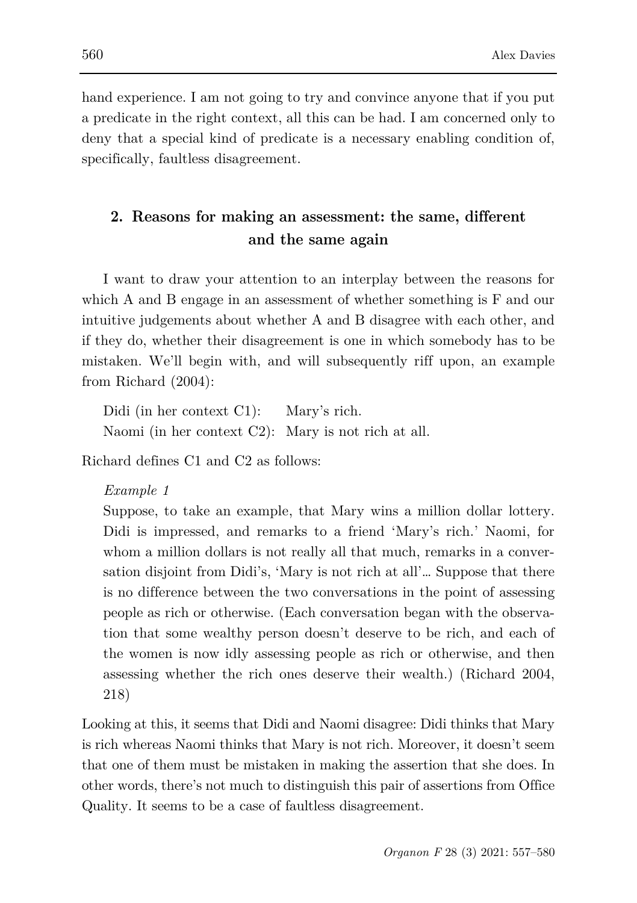hand experience. I am not going to try and convince anyone that if you put a predicate in the right context, all this can be had. I am concerned only to deny that a special kind of predicate is a necessary enabling condition of, specifically, faultless disagreement.

## 2. Reasons for making an assessment: the same, different and the same again

I want to draw your attention to an interplay between the reasons for which A and B engage in an assessment of whether something is F and our intuitive judgements about whether A and B disagree with each other, and if they do, whether their disagreement is one in which somebody has to be mistaken. We'll begin with, and will subsequently riff upon, an example from Richard (2004):

Didi (in her context C1): Mary's rich.
Naomi (in her context C2): Mary is not rich at all.

Richard defines C1 and C2 as follows:

*Example 1*

Suppose, to take an example, that Mary wins a million dollar lottery. Didi is impressed, and remarks to a friend 'Mary's rich.' Naomi, for whom a million dollars is not really all that much, remarks in a conversation disjoint from Didi's, 'Mary is not rich at all'… Suppose that there is no difference between the two conversations in the point of assessing people as rich or otherwise. (Each conversation began with the observation that some wealthy person doesn't deserve to be rich, and each of the women is now idly assessing people as rich or otherwise, and then assessing whether the rich ones deserve their wealth.) (Richard 2004, 218)

Looking at this, it seems that Didi and Naomi disagree: Didi thinks that Mary is rich whereas Naomi thinks that Mary is not rich. Moreover, it doesn't seem that one of them must be mistaken in making the assertion that she does. In other words, there's not much to distinguish this pair of assertions from Office Quality. It seems to be a case of faultless disagreement.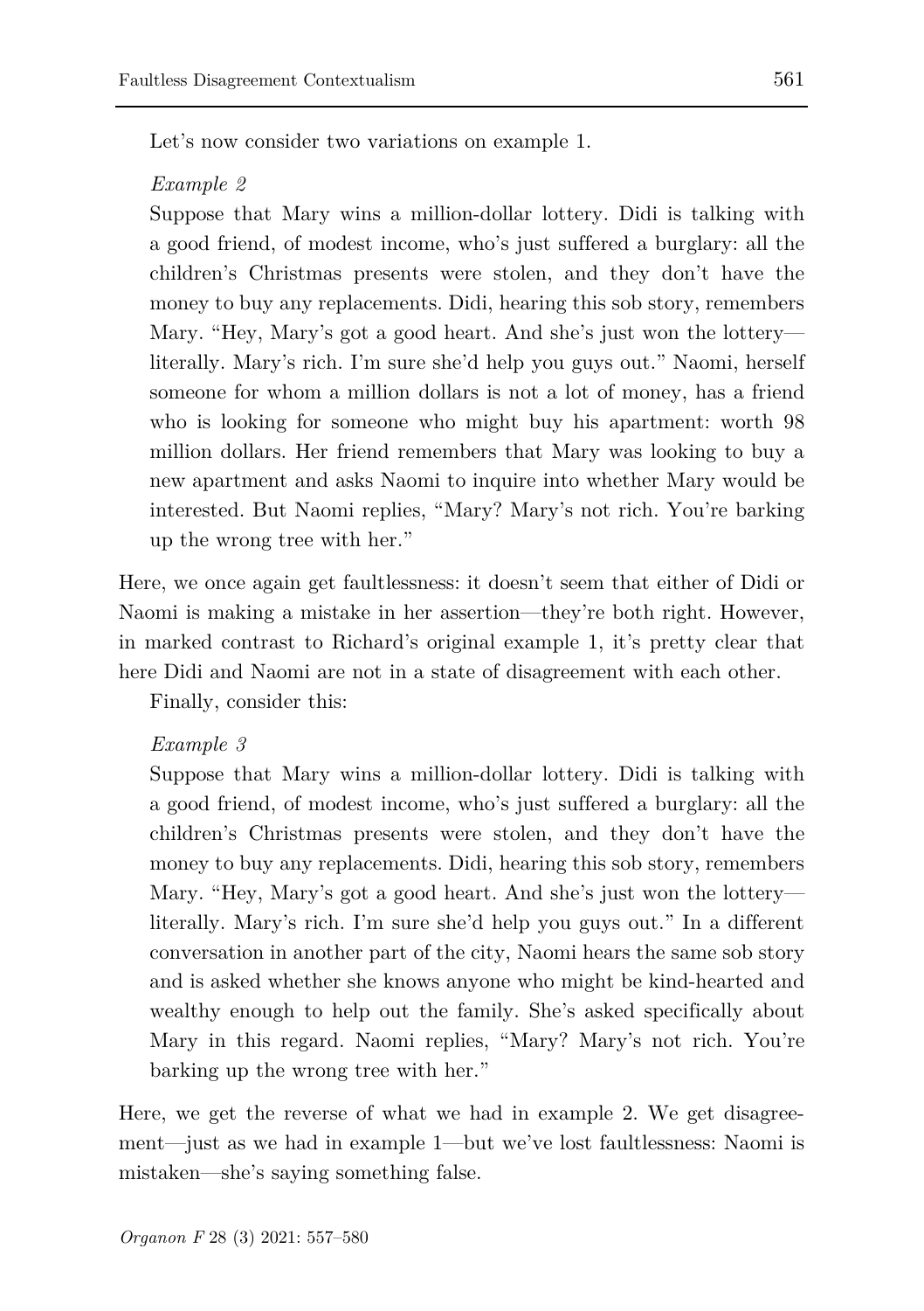Let's now consider two variations on example 1.

*Example 2*

> Suppose that Mary wins a million-dollar lottery. Didi is talking with a good friend, of modest income, who's just suffered a burglary: all the children's Christmas presents were stolen, and they don't have the money to buy any replacements. Didi, hearing this sob story, remembers Mary. "Hey, Mary's got a good heart. And she's just won the lottery—literally. Mary's rich. I'm sure she'd help you guys out." Naomi, herself someone for whom a million dollars is not a lot of money, has a friend who is looking for someone who might buy his apartment: worth 98 million dollars. Her friend remembers that Mary was looking to buy a new apartment and asks Naomi to inquire into whether Mary would be interested. But Naomi replies, "Mary? Mary's not rich. You're barking up the wrong tree with her."

Here, we once again get faultlessness: it doesn't seem that either of Didi or Naomi is making a mistake in her assertion—they're both right. However, in marked contrast to Richard's original example 1, it's pretty clear that here Didi and Naomi are not in a state of disagreement with each other.

Finally, consider this:

*Example 3*

> Suppose that Mary wins a million-dollar lottery. Didi is talking with a good friend, of modest income, who's just suffered a burglary: all the children's Christmas presents were stolen, and they don't have the money to buy any replacements. Didi, hearing this sob story, remembers Mary. "Hey, Mary's got a good heart. And she's just won the lottery—literally. Mary's rich. I'm sure she'd help you guys out." In a different conversation in another part of the city, Naomi hears the same sob story and is asked whether she knows anyone who might be kind-hearted and wealthy enough to help out the family. She's asked specifically about Mary in this regard. Naomi replies, "Mary? Mary's not rich. You're barking up the wrong tree with her."

Here, we get the reverse of what we had in example 2. We get disagreement—just as we had in example 1—but we've lost faultlessness: Naomi is mistaken—she's saying something false.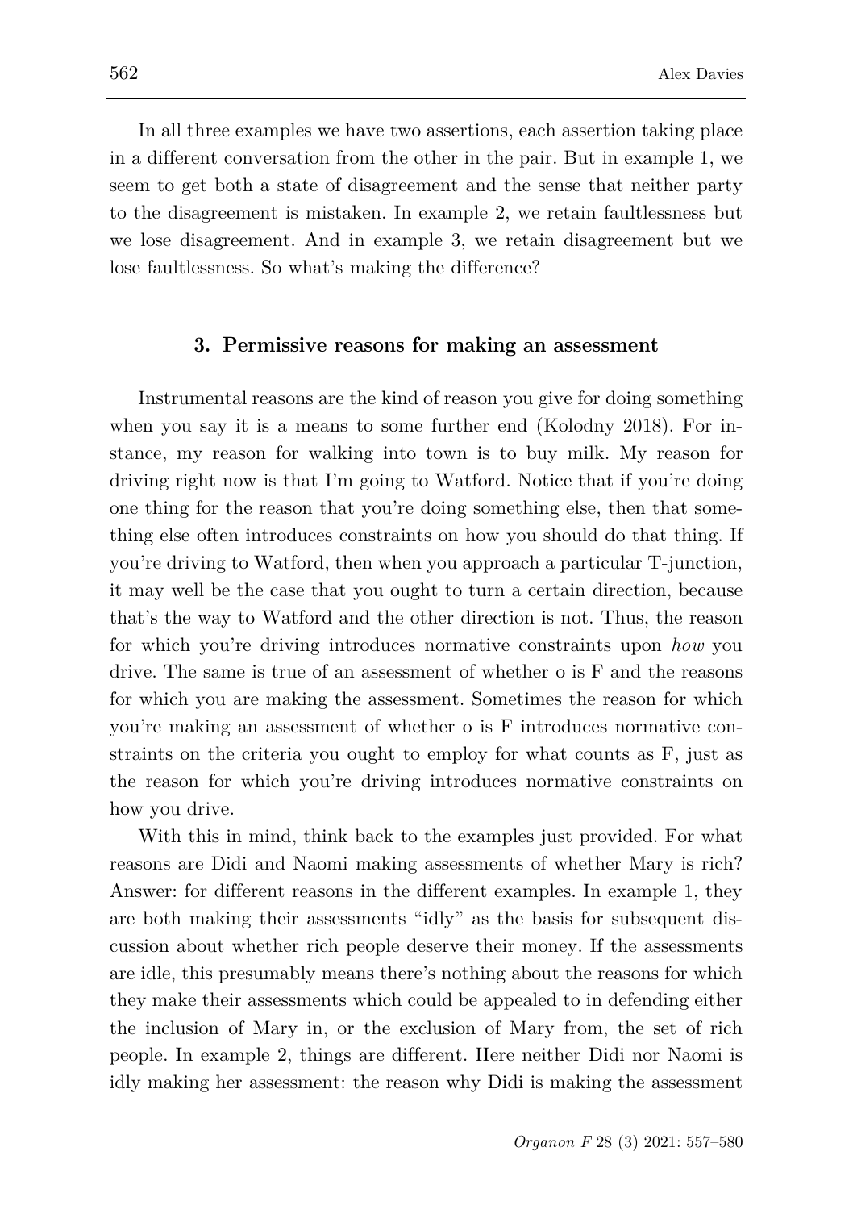In all three examples we have two assertions, each assertion taking place in a different conversation from the other in the pair. But in example 1, we seem to get both a state of disagreement and the sense that neither party to the disagreement is mistaken. In example 2, we retain faultlessness but we lose disagreement. And in example 3, we retain disagreement but we lose faultlessness. So what's making the difference?

## 3. Permissive reasons for making an assessment

Instrumental reasons are the kind of reason you give for doing something when you say it is a means to some further end (Kolodny 2018). For instance, my reason for walking into town is to buy milk. My reason for driving right now is that I'm going to Watford. Notice that if you're doing one thing for the reason that you're doing something else, then that something else often introduces constraints on how you should do that thing. If you're driving to Watford, then when you approach a particular T-junction, it may well be the case that you ought to turn a certain direction, because that's the way to Watford and the other direction is not. Thus, the reason for which you're driving introduces normative constraints upon *how* you drive. The same is true of an assessment of whether o is F and the reasons for which you are making the assessment. Sometimes the reason for which you're making an assessment of whether o is F introduces normative constraints on the criteria you ought to employ for what counts as F, just as the reason for which you're driving introduces normative constraints on how you drive.

With this in mind, think back to the examples just provided. For what reasons are Didi and Naomi making assessments of whether Mary is rich? Answer: for different reasons in the different examples. In example 1, they are both making their assessments "idly" as the basis for subsequent discussion about whether rich people deserve their money. If the assessments are idle, this presumably means there's nothing about the reasons for which they make their assessments which could be appealed to in defending either the inclusion of Mary in, or the exclusion of Mary from, the set of rich people. In example 2, things are different. Here neither Didi nor Naomi is idly making her assessment: the reason why Didi is making the assessment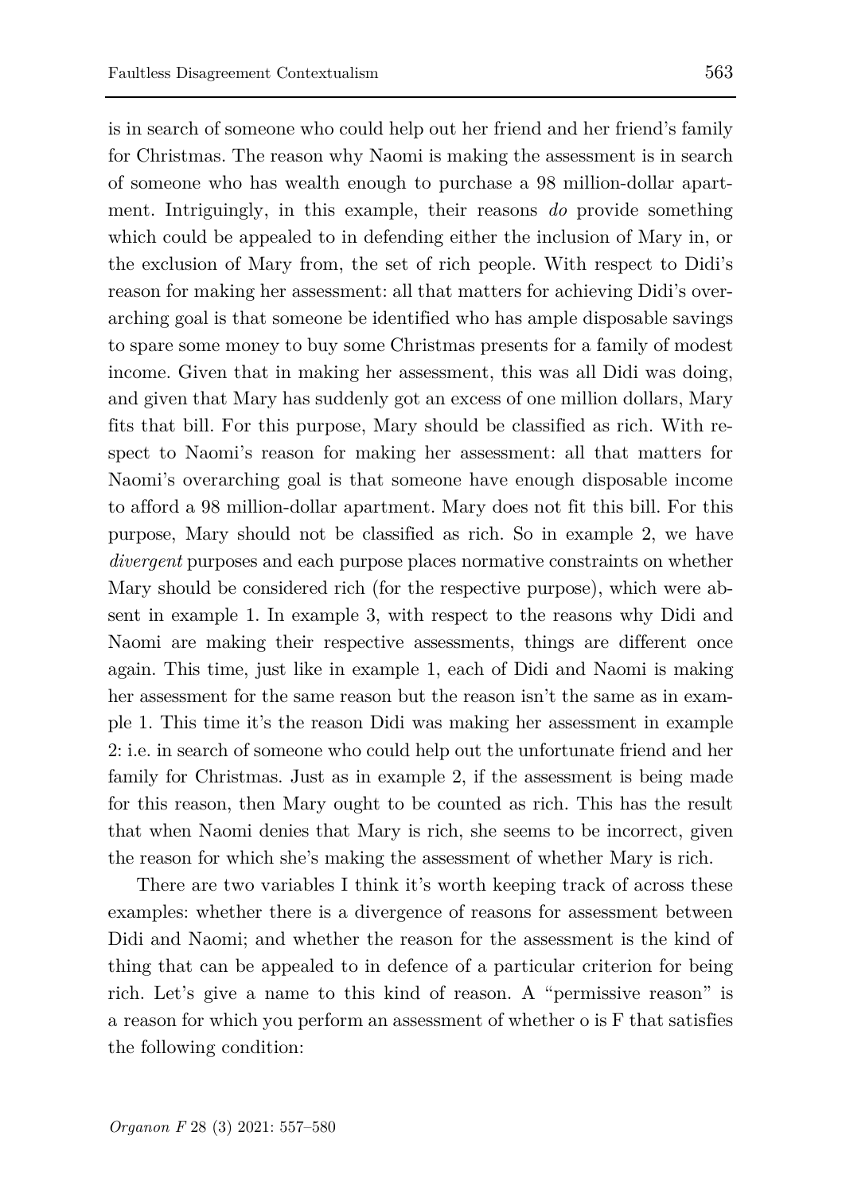is in search of someone who could help out her friend and her friend's family for Christmas. The reason why Naomi is making the assessment is in search of someone who has wealth enough to purchase a 98 million-dollar apartment. Intriguingly, in this example, their reasons *do* provide something which could be appealed to in defending either the inclusion of Mary in, or the exclusion of Mary from, the set of rich people. With respect to Didi's reason for making her assessment: all that matters for achieving Didi's overarching goal is that someone be identified who has ample disposable savings to spare some money to buy some Christmas presents for a family of modest income. Given that in making her assessment, this was all Didi was doing, and given that Mary has suddenly got an excess of one million dollars, Mary fits that bill. For this purpose, Mary should be classified as rich. With respect to Naomi's reason for making her assessment: all that matters for Naomi's overarching goal is that someone have enough disposable income to afford a 98 million-dollar apartment. Mary does not fit this bill. For this purpose, Mary should not be classified as rich. So in example 2, we have *divergent* purposes and each purpose places normative constraints on whether Mary should be considered rich (for the respective purpose), which were absent in example 1. In example 3, with respect to the reasons why Didi and Naomi are making their respective assessments, things are different once again. This time, just like in example 1, each of Didi and Naomi is making her assessment for the same reason but the reason isn't the same as in example 1. This time it's the reason Didi was making her assessment in example 2: i.e. in search of someone who could help out the unfortunate friend and her family for Christmas. Just as in example 2, if the assessment is being made for this reason, then Mary ought to be counted as rich. This has the result that when Naomi denies that Mary is rich, she seems to be incorrect, given the reason for which she's making the assessment of whether Mary is rich.

There are two variables I think it's worth keeping track of across these examples: whether there is a divergence of reasons for assessment between Didi and Naomi; and whether the reason for the assessment is the kind of thing that can be appealed to in defence of a particular criterion for being rich. Let's give a name to this kind of reason. A "permissive reason" is a reason for which you perform an assessment of whether o is F that satisfies the following condition: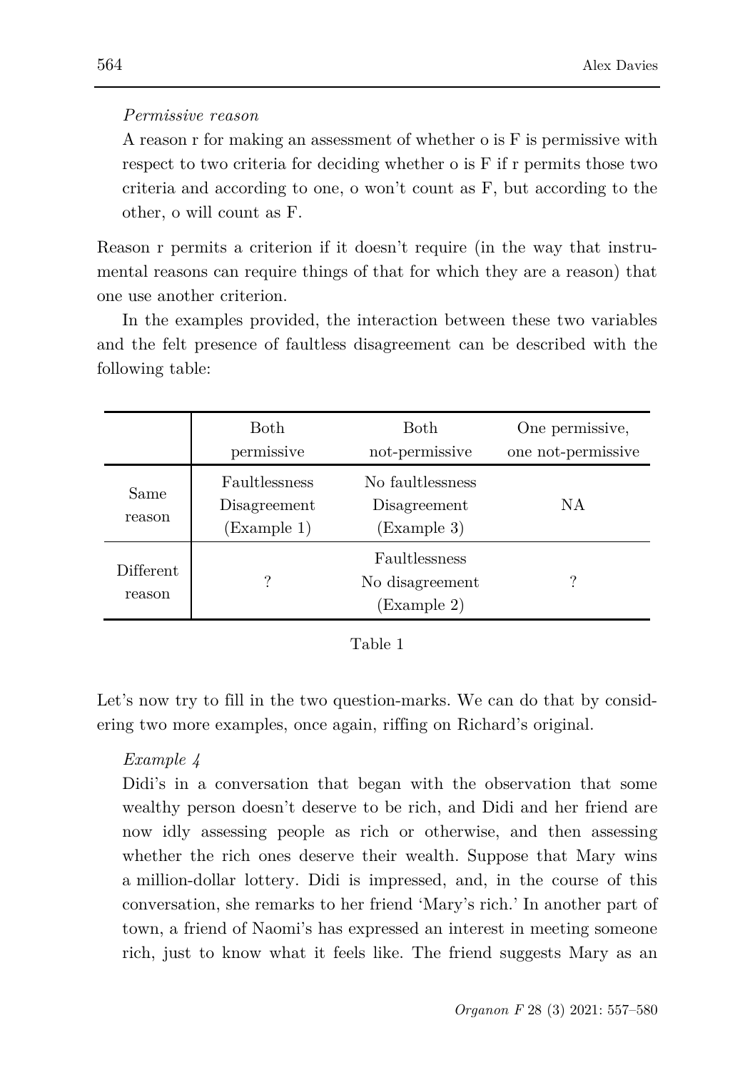*Permissive reason*

A reason r for making an assessment of whether o is F is permissive with respect to two criteria for deciding whether o is F if r permits those two criteria and according to one, o won't count as F, but according to the other, o will count as F.

Reason r permits a criterion if it doesn't require (in the way that instrumental reasons can require things of that for which they are a reason) that one use another criterion.

In the examples provided, the interaction between these two variables and the felt presence of faultless disagreement can be described with the following table:

| | Both permissive | Both not-permissive | One permissive, one not-permissive |
|---|---|---|---|
| Same reason | Faultlessness Disagreement (Example 1) | No faultlessness Disagreement (Example 3) | NA |
| Different reason | ? | Faultlessness No disagreement (Example 2) | ? |

Table 1

Let's now try to fill in the two question-marks. We can do that by considering two more examples, once again, riffing on Richard's original.

*Example 4*

Didi's in a conversation that began with the observation that some wealthy person doesn't deserve to be rich, and Didi and her friend are now idly assessing people as rich or otherwise, and then assessing whether the rich ones deserve their wealth. Suppose that Mary wins a million-dollar lottery. Didi is impressed, and, in the course of this conversation, she remarks to her friend 'Mary's rich.' In another part of town, a friend of Naomi's has expressed an interest in meeting someone rich, just to know what it feels like. The friend suggests Mary as an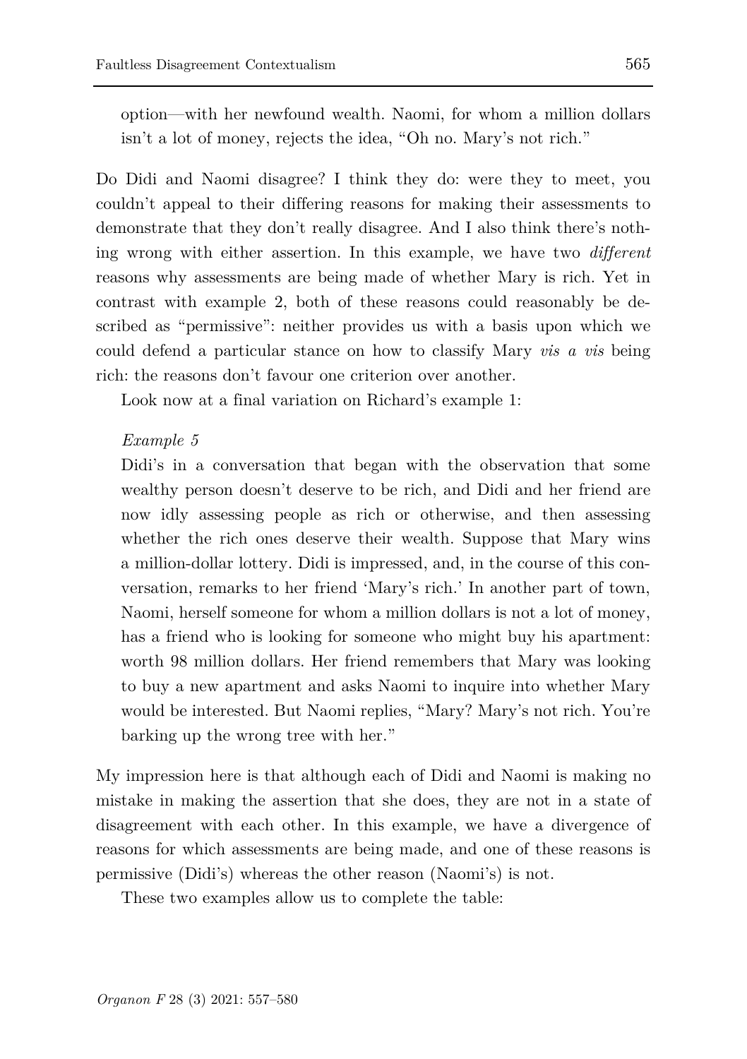option—with her newfound wealth. Naomi, for whom a million dollars isn't a lot of money, rejects the idea, "Oh no. Mary's not rich."

Do Didi and Naomi disagree? I think they do: were they to meet, you couldn't appeal to their differing reasons for making their assessments to demonstrate that they don't really disagree. And I also think there's nothing wrong with either assertion. In this example, we have two *different* reasons why assessments are being made of whether Mary is rich. Yet in contrast with example 2, both of these reasons could reasonably be described as "permissive": neither provides us with a basis upon which we could defend a particular stance on how to classify Mary *vis a vis* being rich: the reasons don't favour one criterion over another.

Look now at a final variation on Richard's example 1:

> *Example 5*
>
> Didi's in a conversation that began with the observation that some wealthy person doesn't deserve to be rich, and Didi and her friend are now idly assessing people as rich or otherwise, and then assessing whether the rich ones deserve their wealth. Suppose that Mary wins a million-dollar lottery. Didi is impressed, and, in the course of this conversation, remarks to her friend 'Mary's rich.' In another part of town, Naomi, herself someone for whom a million dollars is not a lot of money, has a friend who is looking for someone who might buy his apartment: worth 98 million dollars. Her friend remembers that Mary was looking to buy a new apartment and asks Naomi to inquire into whether Mary would be interested. But Naomi replies, "Mary? Mary's not rich. You're barking up the wrong tree with her."

My impression here is that although each of Didi and Naomi is making no mistake in making the assertion that she does, they are not in a state of disagreement with each other. In this example, we have a divergence of reasons for which assessments are being made, and one of these reasons is permissive (Didi's) whereas the other reason (Naomi's) is not.

These two examples allow us to complete the table: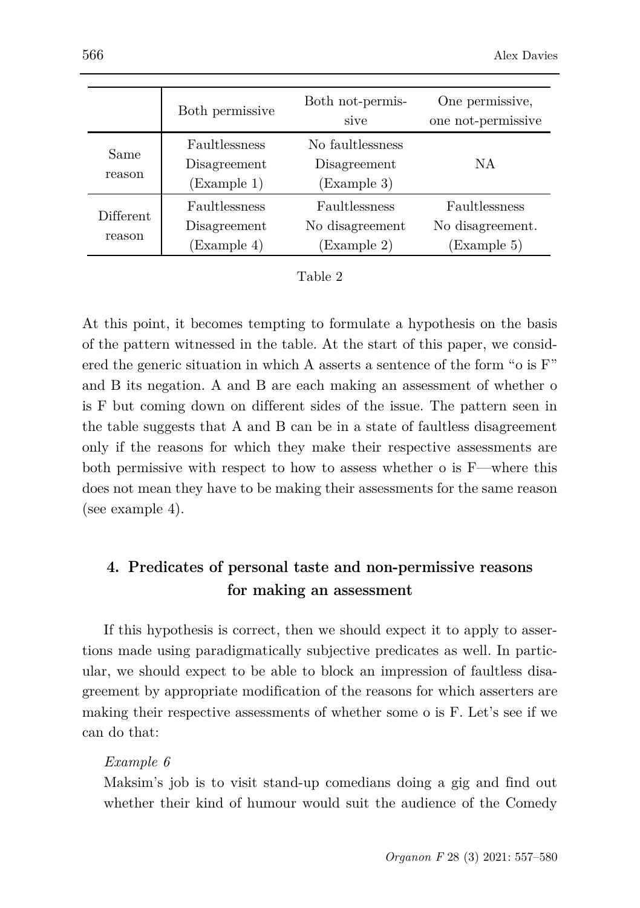| | Both permissive | Both not-permissive | One permissive, one not-permissive |
|---|---|---|---|
| Same reason | Faultlessness Disagreement (Example 1) | No faultlessness Disagreement (Example 3) | NA |
| Different reason | Faultlessness Disagreement (Example 4) | Faultlessness No disagreement (Example 2) | Faultlessness No disagreement. (Example 5) |

Table 2

At this point, it becomes tempting to formulate a hypothesis on the basis of the pattern witnessed in the table. At the start of this paper, we considered the generic situation in which A asserts a sentence of the form "o is F" and B its negation. A and B are each making an assessment of whether o is F but coming down on different sides of the issue. The pattern seen in the table suggests that A and B can be in a state of faultless disagreement only if the reasons for which they make their respective assessments are both permissive with respect to how to assess whether o is F—where this does not mean they have to be making their assessments for the same reason (see example 4).

## 4. Predicates of personal taste and non-permissive reasons for making an assessment

If this hypothesis is correct, then we should expect it to apply to assertions made using paradigmatically subjective predicates as well. In particular, we should expect to be able to block an impression of faultless disagreement by appropriate modification of the reasons for which asserters are making their respective assessments of whether some o is F. Let's see if we can do that:

*Example 6*

Maksim's job is to visit stand-up comedians doing a gig and find out whether their kind of humour would suit the audience of the Comedy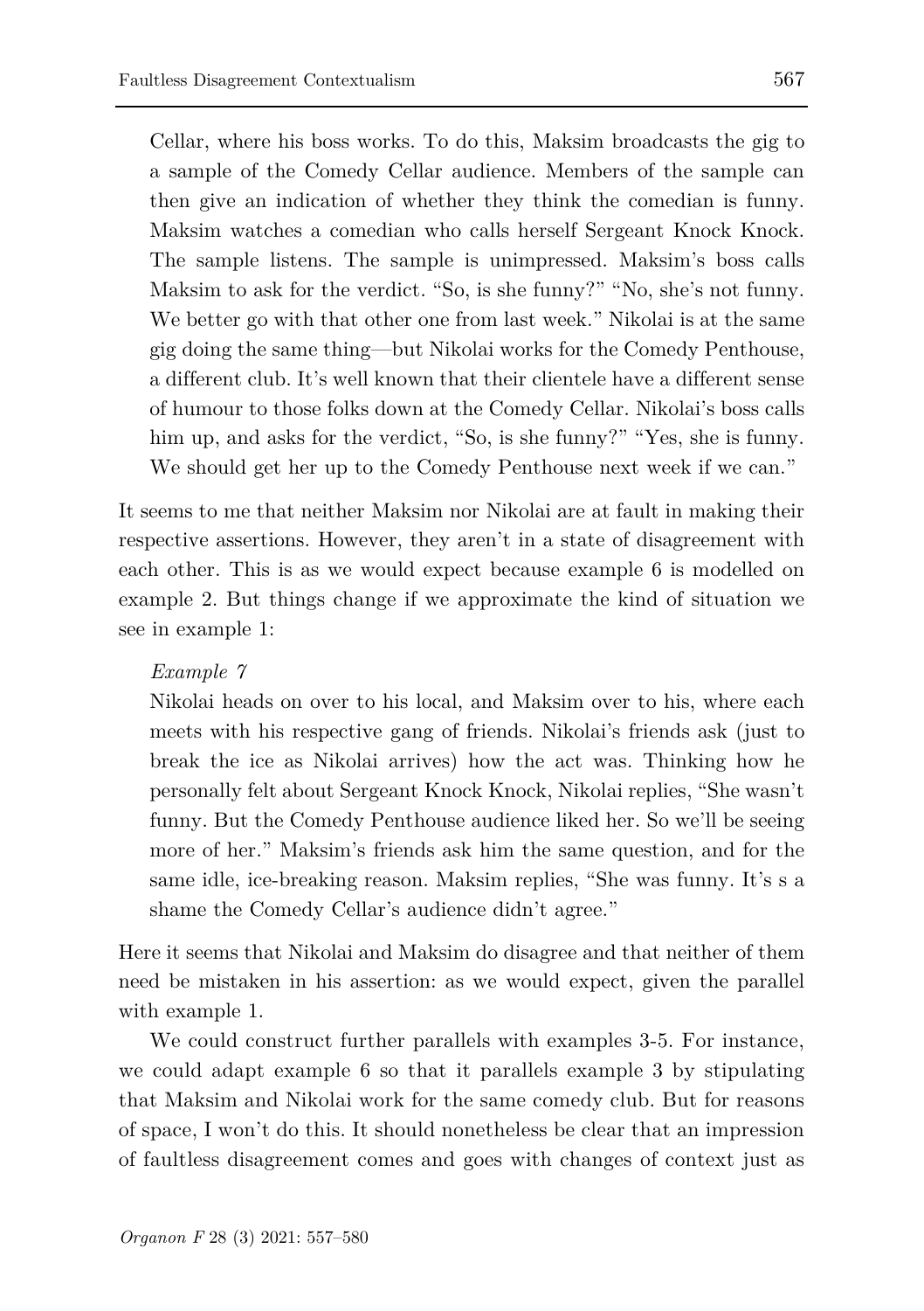Cellar, where his boss works. To do this, Maksim broadcasts the gig to a sample of the Comedy Cellar audience. Members of the sample can then give an indication of whether they think the comedian is funny. Maksim watches a comedian who calls herself Sergeant Knock Knock. The sample listens. The sample is unimpressed. Maksim's boss calls Maksim to ask for the verdict. "So, is she funny?" "No, she's not funny. We better go with that other one from last week." Nikolai is at the same gig doing the same thing—but Nikolai works for the Comedy Penthouse, a different club. It's well known that their clientele have a different sense of humour to those folks down at the Comedy Cellar. Nikolai's boss calls him up, and asks for the verdict, "So, is she funny?" "Yes, she is funny. We should get her up to the Comedy Penthouse next week if we can."

It seems to me that neither Maksim nor Nikolai are at fault in making their respective assertions. However, they aren't in a state of disagreement with each other. This is as we would expect because example 6 is modelled on example 2. But things change if we approximate the kind of situation we see in example 1:

*Example 7*

Nikolai heads on over to his local, and Maksim over to his, where each meets with his respective gang of friends. Nikolai's friends ask (just to break the ice as Nikolai arrives) how the act was. Thinking how he personally felt about Sergeant Knock Knock, Nikolai replies, "She wasn't funny. But the Comedy Penthouse audience liked her. So we'll be seeing more of her." Maksim's friends ask him the same question, and for the same idle, ice-breaking reason. Maksim replies, "She was funny. It's s a shame the Comedy Cellar's audience didn't agree."

Here it seems that Nikolai and Maksim do disagree and that neither of them need be mistaken in his assertion: as we would expect, given the parallel with example 1.

We could construct further parallels with examples 3-5. For instance, we could adapt example 6 so that it parallels example 3 by stipulating that Maksim and Nikolai work for the same comedy club. But for reasons of space, I won't do this. It should nonetheless be clear that an impression of faultless disagreement comes and goes with changes of context just as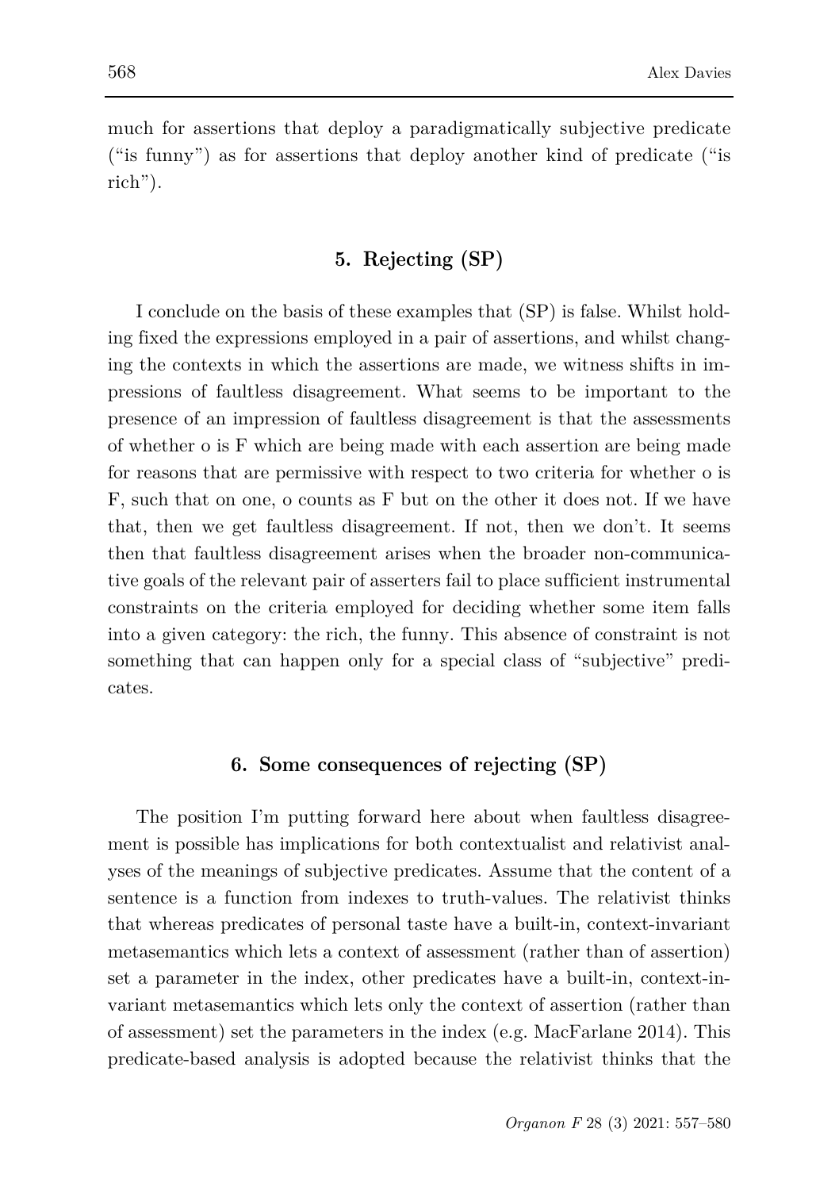much for assertions that deploy a paradigmatically subjective predicate ("is funny") as for assertions that deploy another kind of predicate ("is rich").

## 5. Rejecting (SP)

I conclude on the basis of these examples that (SP) is false. Whilst holding fixed the expressions employed in a pair of assertions, and whilst changing the contexts in which the assertions are made, we witness shifts in impressions of faultless disagreement. What seems to be important to the presence of an impression of faultless disagreement is that the assessments of whether o is F which are being made with each assertion are being made for reasons that are permissive with respect to two criteria for whether o is F, such that on one, o counts as F but on the other it does not. If we have that, then we get faultless disagreement. If not, then we don't. It seems then that faultless disagreement arises when the broader non-communicative goals of the relevant pair of asserters fail to place sufficient instrumental constraints on the criteria employed for deciding whether some item falls into a given category: the rich, the funny. This absence of constraint is not something that can happen only for a special class of "subjective" predicates.

## 6. Some consequences of rejecting (SP)

The position I'm putting forward here about when faultless disagreement is possible has implications for both contextualist and relativist analyses of the meanings of subjective predicates. Assume that the content of a sentence is a function from indexes to truth-values. The relativist thinks that whereas predicates of personal taste have a built-in, context-invariant metasemantics which lets a context of assessment (rather than of assertion) set a parameter in the index, other predicates have a built-in, context-invariant metasemantics which lets only the context of assertion (rather than of assessment) set the parameters in the index (e.g. MacFarlane 2014). This predicate-based analysis is adopted because the relativist thinks that the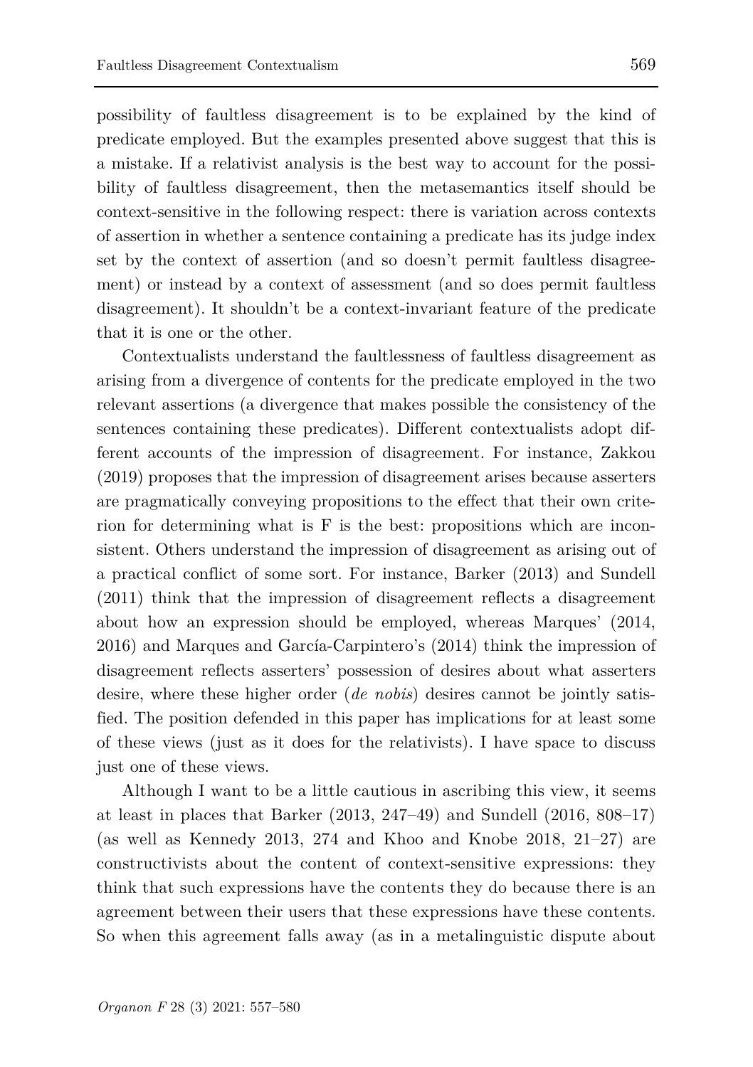possibility of faultless disagreement is to be explained by the kind of predicate employed. But the examples presented above suggest that this is a mistake. If a relativist analysis is the best way to account for the possibility of faultless disagreement, then the metasemantics itself should be context-sensitive in the following respect: there is variation across contexts of assertion in whether a sentence containing a predicate has its judge index set by the context of assertion (and so doesn't permit faultless disagreement) or instead by a context of assessment (and so does permit faultless disagreement). It shouldn't be a context-invariant feature of the predicate that it is one or the other.

Contextualists understand the faultlessness of faultless disagreement as arising from a divergence of contents for the predicate employed in the two relevant assertions (a divergence that makes possible the consistency of the sentences containing these predicates). Different contextualists adopt different accounts of the impression of disagreement. For instance, Zakkou (2019) proposes that the impression of disagreement arises because asserters are pragmatically conveying propositions to the effect that their own criterion for determining what is F is the best: propositions which are inconsistent. Others understand the impression of disagreement as arising out of a practical conflict of some sort. For instance, Barker (2013) and Sundell (2011) think that the impression of disagreement reflects a disagreement about how an expression should be employed, whereas Marques' (2014, 2016) and Marques and García-Carpintero's (2014) think the impression of disagreement reflects asserters' possession of desires about what asserters desire, where these higher order (*de nobis*) desires cannot be jointly satisfied. The position defended in this paper has implications for at least some of these views (just as it does for the relativists). I have space to discuss just one of these views.

Although I want to be a little cautious in ascribing this view, it seems at least in places that Barker (2013, 247–49) and Sundell (2016, 808–17) (as well as Kennedy 2013, 274 and Khoo and Knobe 2018, 21–27) are constructivists about the content of context-sensitive expressions: they think that such expressions have the contents they do because there is an agreement between their users that these expressions have these contents. So when this agreement falls away (as in a metalinguistic dispute about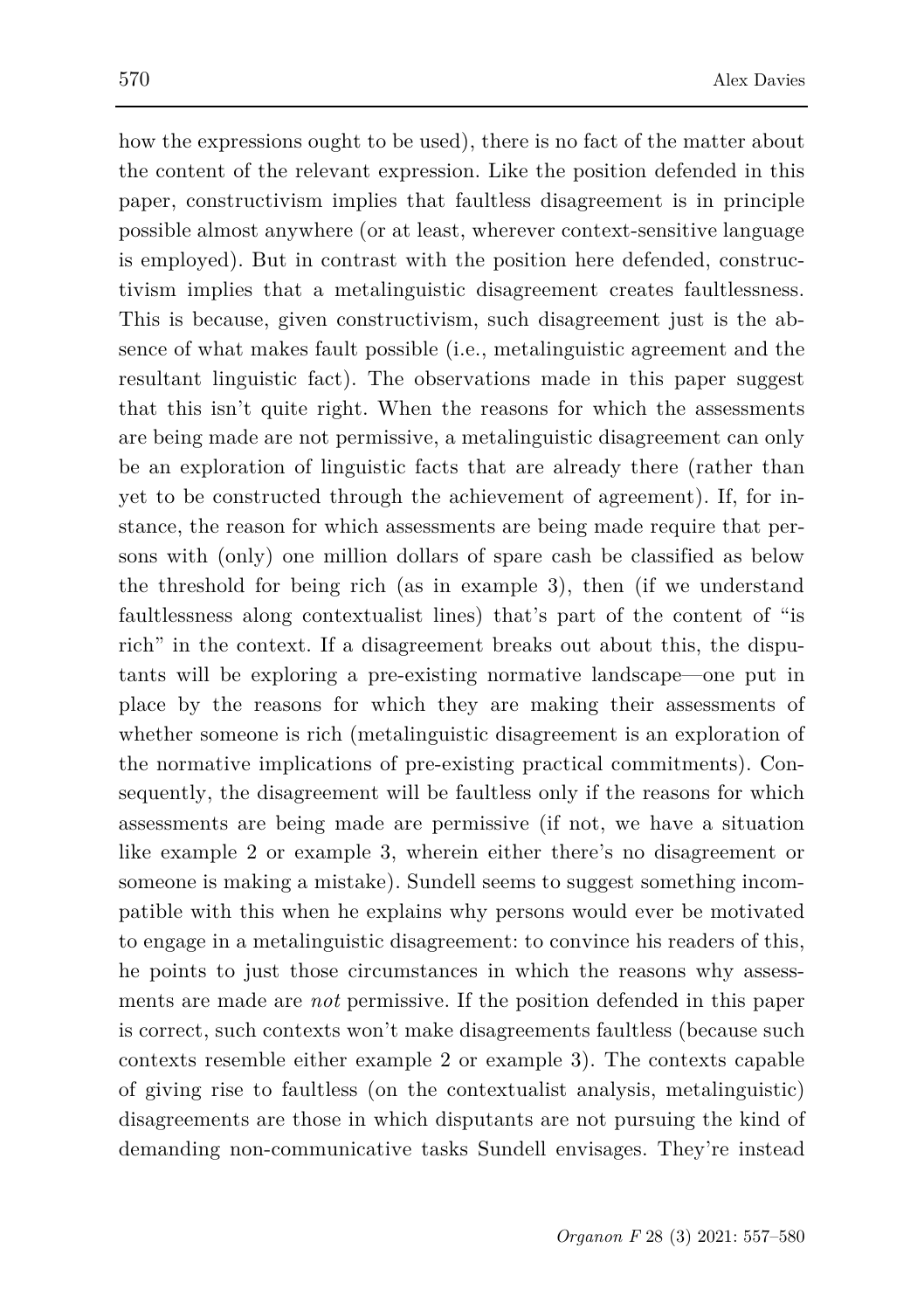how the expressions ought to be used), there is no fact of the matter about the content of the relevant expression. Like the position defended in this paper, constructivism implies that faultless disagreement is in principle possible almost anywhere (or at least, wherever context-sensitive language is employed). But in contrast with the position here defended, constructivism implies that a metalinguistic disagreement creates faultlessness. This is because, given constructivism, such disagreement just is the absence of what makes fault possible (i.e., metalinguistic agreement and the resultant linguistic fact). The observations made in this paper suggest that this isn't quite right. When the reasons for which the assessments are being made are not permissive, a metalinguistic disagreement can only be an exploration of linguistic facts that are already there (rather than yet to be constructed through the achievement of agreement). If, for instance, the reason for which assessments are being made require that persons with (only) one million dollars of spare cash be classified as below the threshold for being rich (as in example 3), then (if we understand faultlessness along contextualist lines) that's part of the content of "is rich" in the context. If a disagreement breaks out about this, the disputants will be exploring a pre-existing normative landscape—one put in place by the reasons for which they are making their assessments of whether someone is rich (metalinguistic disagreement is an exploration of the normative implications of pre-existing practical commitments). Consequently, the disagreement will be faultless only if the reasons for which assessments are being made are permissive (if not, we have a situation like example 2 or example 3, wherein either there's no disagreement or someone is making a mistake). Sundell seems to suggest something incompatible with this when he explains why persons would ever be motivated to engage in a metalinguistic disagreement: to convince his readers of this, he points to just those circumstances in which the reasons why assessments are made are *not* permissive. If the position defended in this paper is correct, such contexts won't make disagreements faultless (because such contexts resemble either example 2 or example 3). The contexts capable of giving rise to faultless (on the contextualist analysis, metalinguistic) disagreements are those in which disputants are not pursuing the kind of demanding non-communicative tasks Sundell envisages. They're instead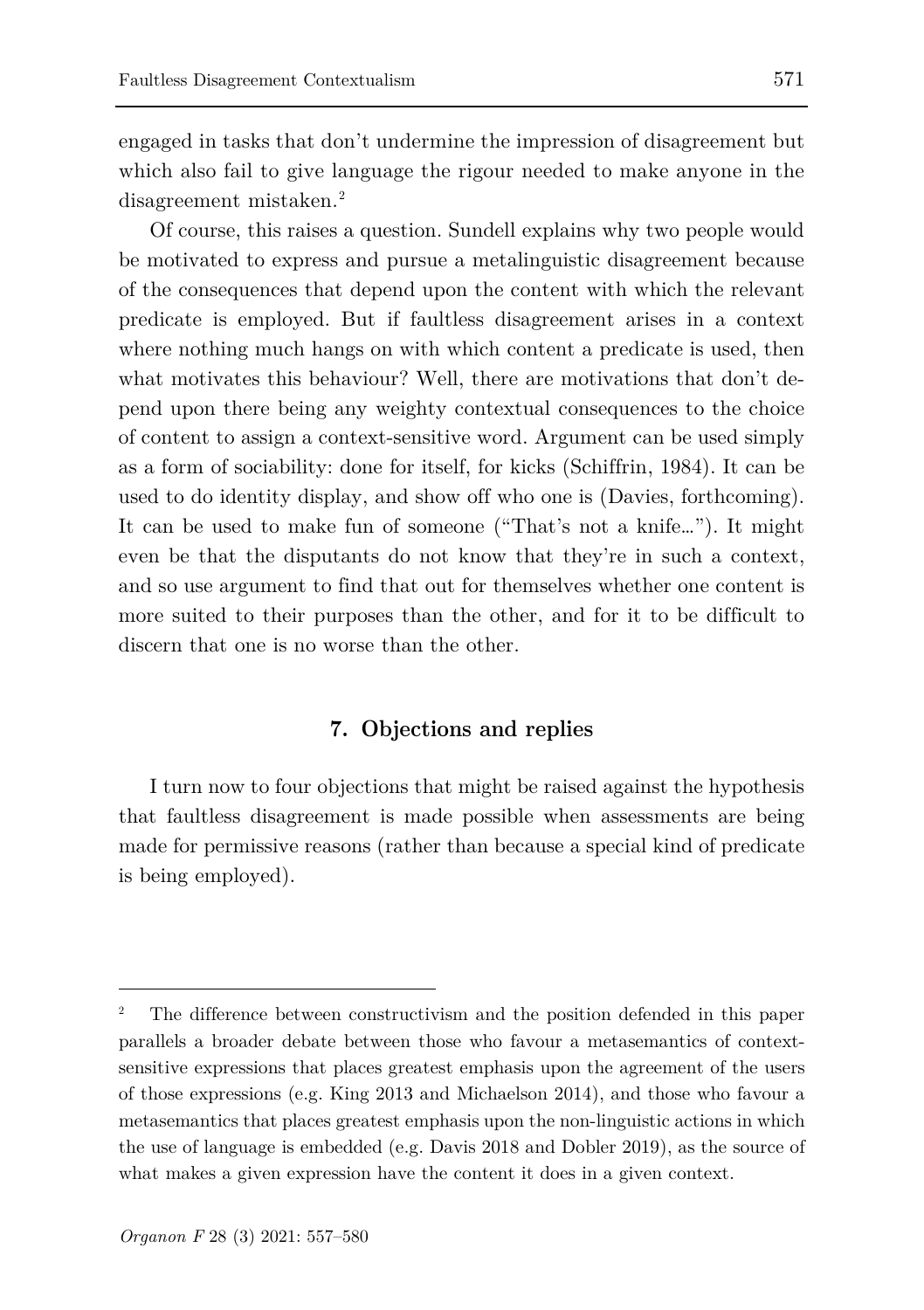engaged in tasks that don't undermine the impression of disagreement but which also fail to give language the rigour needed to make anyone in the disagreement mistaken.[2]

Of course, this raises a question. Sundell explains why two people would be motivated to express and pursue a metalinguistic disagreement because of the consequences that depend upon the content with which the relevant predicate is employed. But if faultless disagreement arises in a context where nothing much hangs on with which content a predicate is used, then what motivates this behaviour? Well, there are motivations that don't depend upon there being any weighty contextual consequences to the choice of content to assign a context-sensitive word. Argument can be used simply as a form of sociability: done for itself, for kicks (Schiffrin, 1984). It can be used to do identity display, and show off who one is (Davies, forthcoming). It can be used to make fun of someone ("That's not a knife…"). It might even be that the disputants do not know that they're in such a context, and so use argument to find that out for themselves whether one content is more suited to their purposes than the other, and for it to be difficult to discern that one is no worse than the other.

## 7. Objections and replies

I turn now to four objections that might be raised against the hypothesis that faultless disagreement is made possible when assessments are being made for permissive reasons (rather than because a special kind of predicate is being employed).

---

[2] The difference between constructivism and the position defended in this paper parallels a broader debate between those who favour a metasemantics of context-sensitive expressions that places greatest emphasis upon the agreement of the users of those expressions (e.g. King 2013 and Michaelson 2014), and those who favour a metasemantics that places greatest emphasis upon the non-linguistic actions in which the use of language is embedded (e.g. Davis 2018 and Dobler 2019), as the source of what makes a given expression have the content it does in a given context.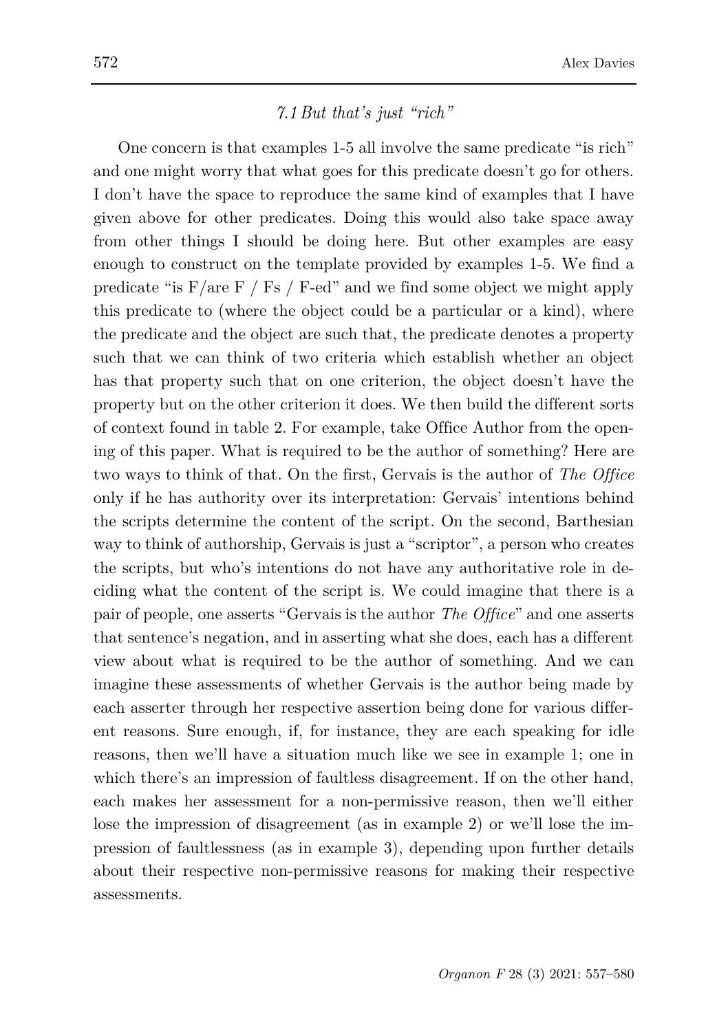### *7.1 But that's just "rich"*

One concern is that examples 1-5 all involve the same predicate "is rich" and one might worry that what goes for this predicate doesn't go for others. I don't have the space to reproduce the same kind of examples that I have given above for other predicates. Doing this would also take space away from other things I should be doing here. But other examples are easy enough to construct on the template provided by examples 1-5. We find a predicate "is F/are F / Fs / F-ed" and we find some object we might apply this predicate to (where the object could be a particular or a kind), where the predicate and the object are such that, the predicate denotes a property such that we can think of two criteria which establish whether an object has that property such that on one criterion, the object doesn't have the property but on the other criterion it does. We then build the different sorts of context found in table 2. For example, take Office Author from the opening of this paper. What is required to be the author of something? Here are two ways to think of that. On the first, Gervais is the author of *The Office* only if he has authority over its interpretation: Gervais' intentions behind the scripts determine the content of the script. On the second, Barthesian way to think of authorship, Gervais is just a "scriptor", a person who creates the scripts, but who's intentions do not have any authoritative role in deciding what the content of the script is. We could imagine that there is a pair of people, one asserts "Gervais is the author *The Office*" and one asserts that sentence's negation, and in asserting what she does, each has a different view about what is required to be the author of something. And we can imagine these assessments of whether Gervais is the author being made by each asserter through her respective assertion being done for various different reasons. Sure enough, if, for instance, they are each speaking for idle reasons, then we'll have a situation much like we see in example 1; one in which there's an impression of faultless disagreement. If on the other hand, each makes her assessment for a non-permissive reason, then we'll either lose the impression of disagreement (as in example 2) or we'll lose the impression of faultlessness (as in example 3), depending upon further details about their respective non-permissive reasons for making their respective assessments.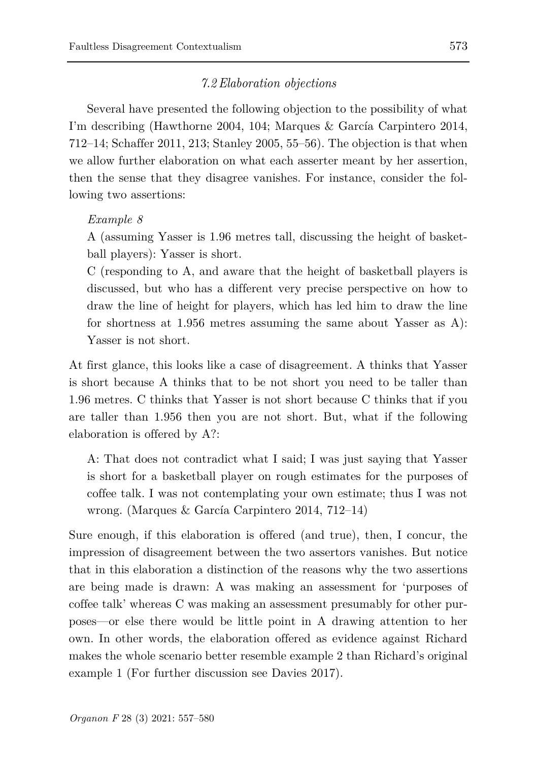### *7.2 Elaboration objections*

Several have presented the following objection to the possibility of what I'm describing (Hawthorne 2004, 104; Marques & García Carpintero 2014, 712–14; Schaffer 2011, 213; Stanley 2005, 55–56). The objection is that when we allow further elaboration on what each asserter meant by her assertion, then the sense that they disagree vanishes. For instance, consider the following two assertions:

> *Example 8*
>
> A (assuming Yasser is 1.96 metres tall, discussing the height of basketball players): Yasser is short.
>
> C (responding to A, and aware that the height of basketball players is discussed, but who has a different very precise perspective on how to draw the line of height for players, which has led him to draw the line for shortness at 1.956 metres assuming the same about Yasser as A): Yasser is not short.

At first glance, this looks like a case of disagreement. A thinks that Yasser is short because A thinks that to be not short you need to be taller than 1.96 metres. C thinks that Yasser is not short because C thinks that if you are taller than 1.956 then you are not short. But, what if the following elaboration is offered by A?:

> A: That does not contradict what I said; I was just saying that Yasser is short for a basketball player on rough estimates for the purposes of coffee talk. I was not contemplating your own estimate; thus I was not wrong. (Marques & García Carpintero 2014, 712–14)

Sure enough, if this elaboration is offered (and true), then, I concur, the impression of disagreement between the two assertors vanishes. But notice that in this elaboration a distinction of the reasons why the two assertions are being made is drawn: A was making an assessment for 'purposes of coffee talk' whereas C was making an assessment presumably for other purposes—or else there would be little point in A drawing attention to her own. In other words, the elaboration offered as evidence against Richard makes the whole scenario better resemble example 2 than Richard's original example 1 (For further discussion see Davies 2017).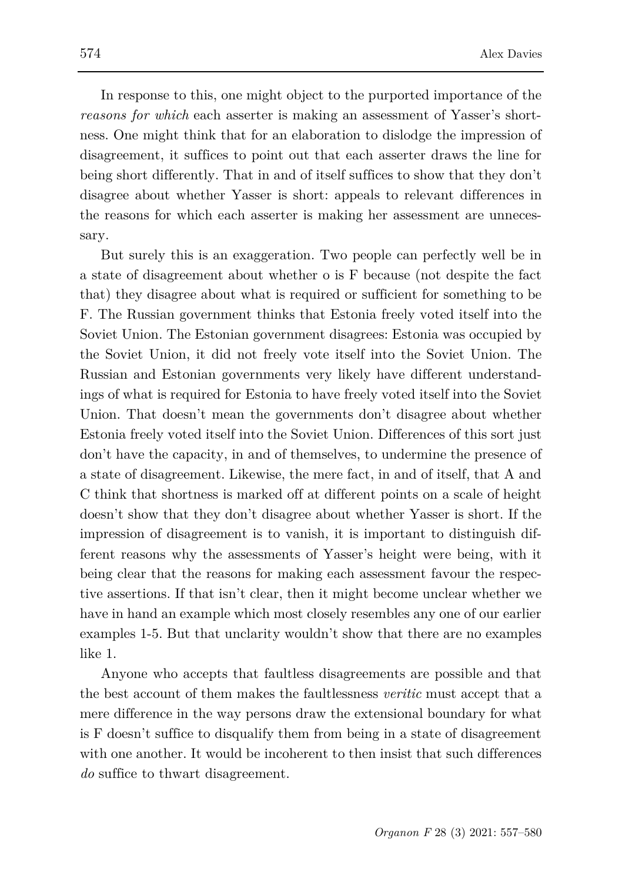In response to this, one might object to the purported importance of the *reasons for which* each asserter is making an assessment of Yasser's shortness. One might think that for an elaboration to dislodge the impression of disagreement, it suffices to point out that each asserter draws the line for being short differently. That in and of itself suffices to show that they don't disagree about whether Yasser is short: appeals to relevant differences in the reasons for which each asserter is making her assessment are unnecessary.

But surely this is an exaggeration. Two people can perfectly well be in a state of disagreement about whether o is F because (not despite the fact that) they disagree about what is required or sufficient for something to be F. The Russian government thinks that Estonia freely voted itself into the Soviet Union. The Estonian government disagrees: Estonia was occupied by the Soviet Union, it did not freely vote itself into the Soviet Union. The Russian and Estonian governments very likely have different understandings of what is required for Estonia to have freely voted itself into the Soviet Union. That doesn't mean the governments don't disagree about whether Estonia freely voted itself into the Soviet Union. Differences of this sort just don't have the capacity, in and of themselves, to undermine the presence of a state of disagreement. Likewise, the mere fact, in and of itself, that A and C think that shortness is marked off at different points on a scale of height doesn't show that they don't disagree about whether Yasser is short. If the impression of disagreement is to vanish, it is important to distinguish different reasons why the assessments of Yasser's height were being, with it being clear that the reasons for making each assessment favour the respective assertions. If that isn't clear, then it might become unclear whether we have in hand an example which most closely resembles any one of our earlier examples 1-5. But that unclarity wouldn't show that there are no examples like 1.

Anyone who accepts that faultless disagreements are possible and that the best account of them makes the faultlessness *veritic* must accept that a mere difference in the way persons draw the extensional boundary for what is F doesn't suffice to disqualify them from being in a state of disagreement with one another. It would be incoherent to then insist that such differences *do* suffice to thwart disagreement.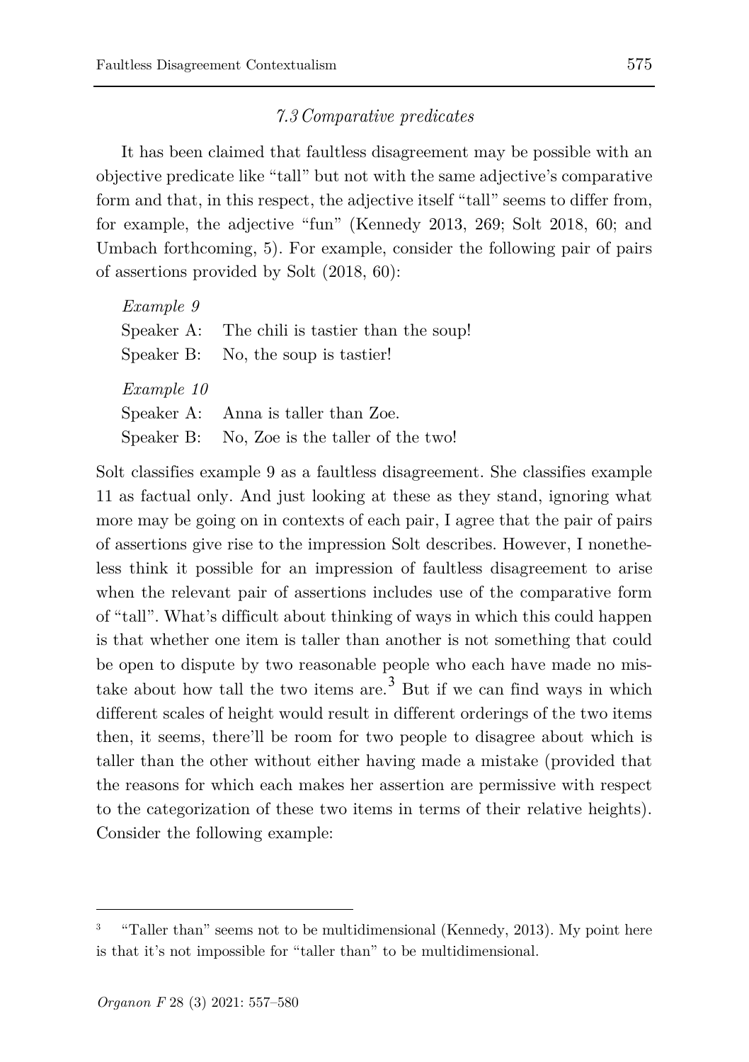### *7.3 Comparative predicates*

It has been claimed that faultless disagreement may be possible with an objective predicate like "tall" but not with the same adjective's comparative form and that, in this respect, the adjective itself "tall" seems to differ from, for example, the adjective "fun" (Kennedy 2013, 269; Solt 2018, 60; and Umbach forthcoming, 5). For example, consider the following pair of pairs of assertions provided by Solt (2018, 60):

*Example 9*

Speaker A: The chili is tastier than the soup!

Speaker B: No, the soup is tastier!

*Example 10*

Speaker A: Anna is taller than Zoe.

Speaker B: No, Zoe is the taller of the two!

Solt classifies example 9 as a faultless disagreement. She classifies example 11 as factual only. And just looking at these as they stand, ignoring what more may be going on in contexts of each pair, I agree that the pair of pairs of assertions give rise to the impression Solt describes. However, I nonetheless think it possible for an impression of faultless disagreement to arise when the relevant pair of assertions includes use of the comparative form of "tall". What's difficult about thinking of ways in which this could happen is that whether one item is taller than another is not something that could be open to dispute by two reasonable people who each have made no mistake about how tall the two items are.[3] But if we can find ways in which different scales of height would result in different orderings of the two items then, it seems, there'll be room for two people to disagree about which is taller than the other without either having made a mistake (provided that the reasons for which each makes her assertion are permissive with respect to the categorization of these two items in terms of their relative heights). Consider the following example:

---

[3] "Taller than" seems not to be multidimensional (Kennedy, 2013). My point here is that it's not impossible for "taller than" to be multidimensional.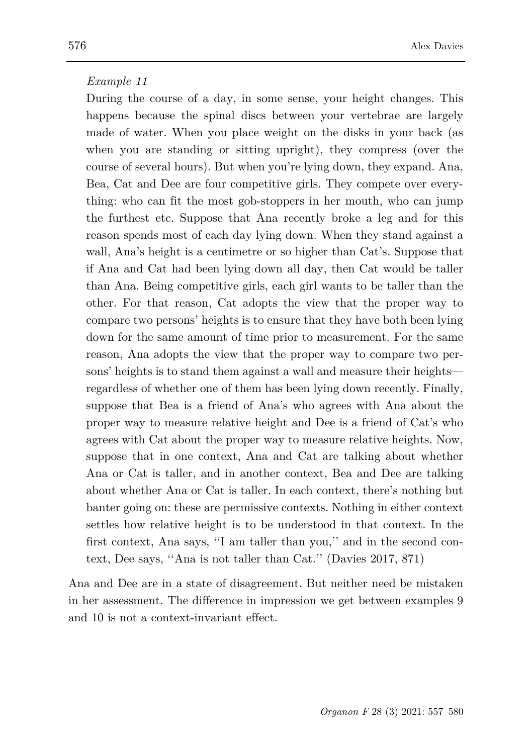*Example 11*

> During the course of a day, in some sense, your height changes. This happens because the spinal discs between your vertebrae are largely made of water. When you place weight on the disks in your back (as when you are standing or sitting upright), they compress (over the course of several hours). But when you're lying down, they expand. Ana, Bea, Cat and Dee are four competitive girls. They compete over everything: who can fit the most gob-stoppers in her mouth, who can jump the furthest etc. Suppose that Ana recently broke a leg and for this reason spends most of each day lying down. When they stand against a wall, Ana's height is a centimetre or so higher than Cat's. Suppose that if Ana and Cat had been lying down all day, then Cat would be taller than Ana. Being competitive girls, each girl wants to be taller than the other. For that reason, Cat adopts the view that the proper way to compare two persons' heights is to ensure that they have both been lying down for the same amount of time prior to measurement. For the same reason, Ana adopts the view that the proper way to compare two persons' heights is to stand them against a wall and measure their heights—regardless of whether one of them has been lying down recently. Finally, suppose that Bea is a friend of Ana's who agrees with Ana about the proper way to measure relative height and Dee is a friend of Cat's who agrees with Cat about the proper way to measure relative heights. Now, suppose that in one context, Ana and Cat are talking about whether Ana or Cat is taller, and in another context, Bea and Dee are talking about whether Ana or Cat is taller. In each context, there's nothing but banter going on: these are permissive contexts. Nothing in either context settles how relative height is to be understood in that context. In the first context, Ana says, ''I am taller than you,'' and in the second context, Dee says, ''Ana is not taller than Cat.'' (Davies 2017, 871)

Ana and Dee are in a state of disagreement. But neither need be mistaken in her assessment. The difference in impression we get between examples 9 and 10 is not a context-invariant effect.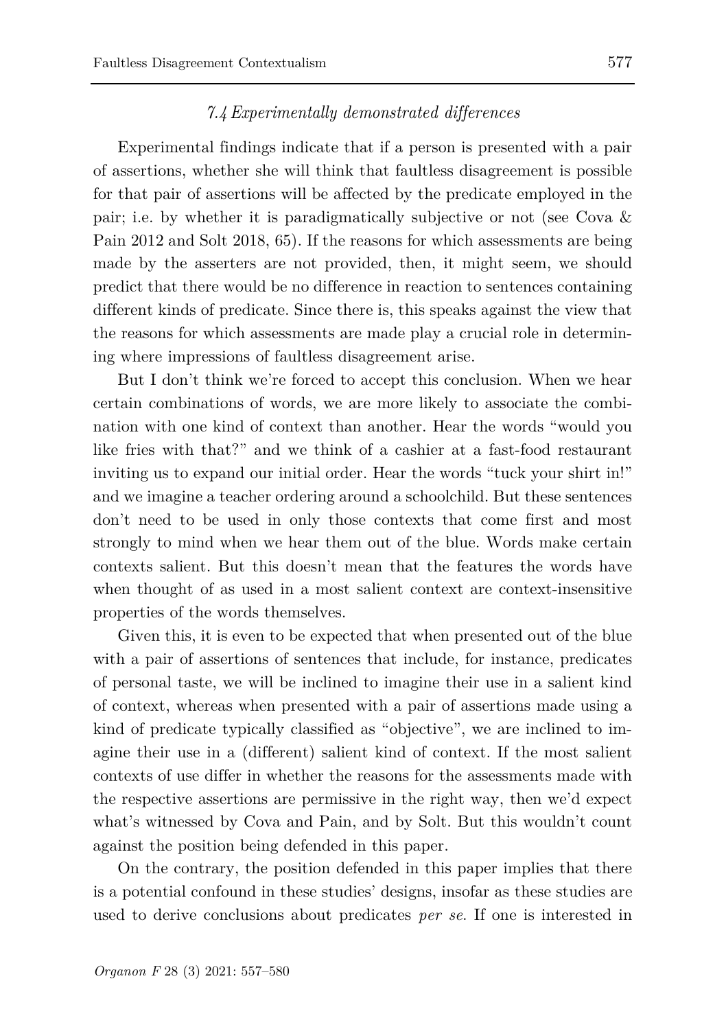### *7.4 Experimentally demonstrated differences*

Experimental findings indicate that if a person is presented with a pair of assertions, whether she will think that faultless disagreement is possible for that pair of assertions will be affected by the predicate employed in the pair; i.e. by whether it is paradigmatically subjective or not (see Cova & Pain 2012 and Solt 2018, 65). If the reasons for which assessments are being made by the asserters are not provided, then, it might seem, we should predict that there would be no difference in reaction to sentences containing different kinds of predicate. Since there is, this speaks against the view that the reasons for which assessments are made play a crucial role in determining where impressions of faultless disagreement arise.

But I don't think we're forced to accept this conclusion. When we hear certain combinations of words, we are more likely to associate the combination with one kind of context than another. Hear the words "would you like fries with that?" and we think of a cashier at a fast-food restaurant inviting us to expand our initial order. Hear the words "tuck your shirt in!" and we imagine a teacher ordering around a schoolchild. But these sentences don't need to be used in only those contexts that come first and most strongly to mind when we hear them out of the blue. Words make certain contexts salient. But this doesn't mean that the features the words have when thought of as used in a most salient context are context-insensitive properties of the words themselves.

Given this, it is even to be expected that when presented out of the blue with a pair of assertions of sentences that include, for instance, predicates of personal taste, we will be inclined to imagine their use in a salient kind of context, whereas when presented with a pair of assertions made using a kind of predicate typically classified as "objective", we are inclined to imagine their use in a (different) salient kind of context. If the most salient contexts of use differ in whether the reasons for the assessments made with the respective assertions are permissive in the right way, then we'd expect what's witnessed by Cova and Pain, and by Solt. But this wouldn't count against the position being defended in this paper.

On the contrary, the position defended in this paper implies that there is a potential confound in these studies' designs, insofar as these studies are used to derive conclusions about predicates *per se*. If one is interested in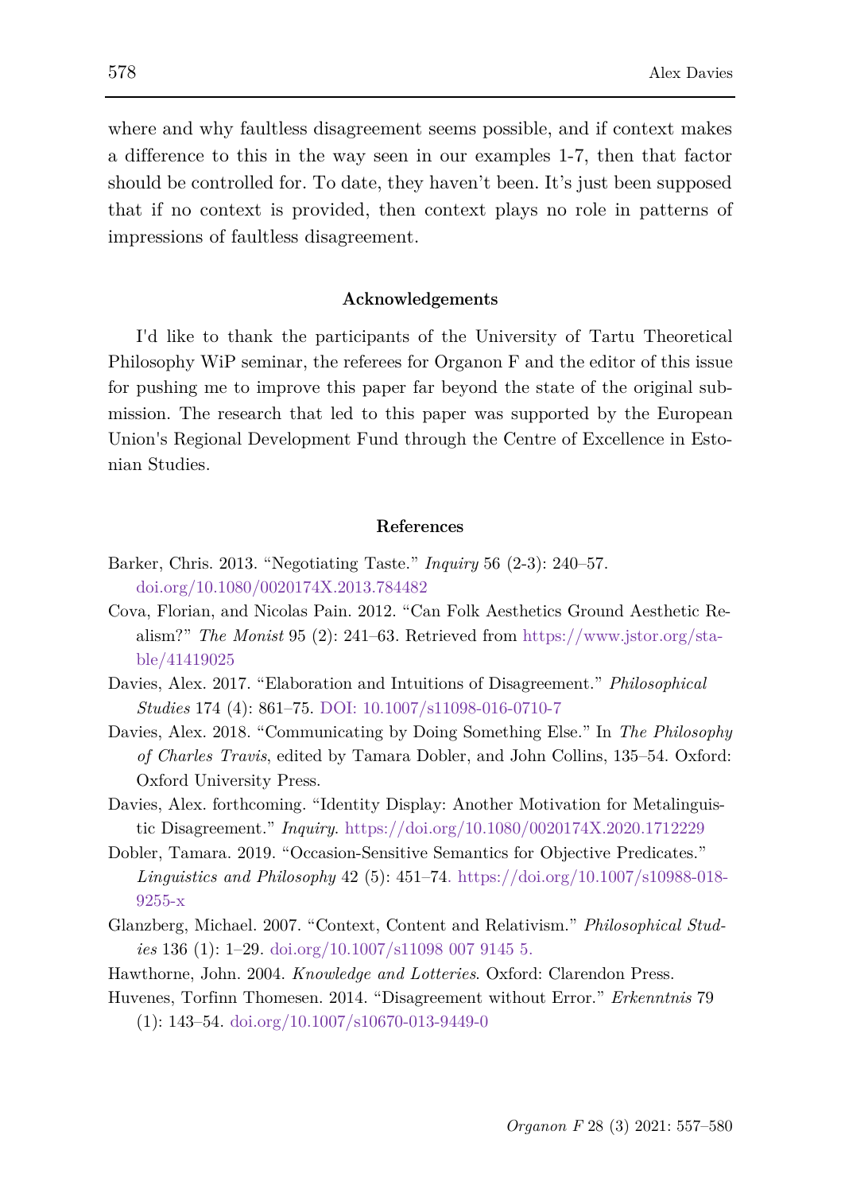where and why faultless disagreement seems possible, and if context makes a difference to this in the way seen in our examples 1-7, then that factor should be controlled for. To date, they haven't been. It's just been supposed that if no context is provided, then context plays no role in patterns of impressions of faultless disagreement.

## Acknowledgements

I'd like to thank the participants of the University of Tartu Theoretical Philosophy WiP seminar, the referees for Organon F and the editor of this issue for pushing me to improve this paper far beyond the state of the original submission. The research that led to this paper was supported by the European Union's Regional Development Fund through the Centre of Excellence in Estonian Studies.

## References

Barker, Chris. 2013. "Negotiating Taste." *Inquiry* 56 (2-3): 240–57. doi.org/10.1080/0020174X.2013.784482

Cova, Florian, and Nicolas Pain. 2012. "Can Folk Aesthetics Ground Aesthetic Realism?" *The Monist* 95 (2): 241–63. Retrieved from https://www.jstor.org/stable/41419025

Davies, Alex. 2017. "Elaboration and Intuitions of Disagreement." *Philosophical Studies* 174 (4): 861–75. DOI: 10.1007/s11098-016-0710-7

Davies, Alex. 2018. "Communicating by Doing Something Else." In *The Philosophy of Charles Travis*, edited by Tamara Dobler, and John Collins, 135–54. Oxford: Oxford University Press.

Davies, Alex. forthcoming. "Identity Display: Another Motivation for Metalinguistic Disagreement." *Inquiry*. https://doi.org/10.1080/0020174X.2020.1712229

Dobler, Tamara. 2019. "Occasion-Sensitive Semantics for Objective Predicates." *Linguistics and Philosophy* 42 (5): 451–74. https://doi.org/10.1007/s10988-018-9255-x

Glanzberg, Michael. 2007. "Context, Content and Relativism." *Philosophical Studies* 136 (1): 1–29. doi.org/10.1007/s11098 007 9145 5.

Hawthorne, John. 2004. *Knowledge and Lotteries*. Oxford: Clarendon Press.

Huvenes, Torfinn Thomesen. 2014. "Disagreement without Error." *Erkenntnis* 79 (1): 143–54. doi.org/10.1007/s10670-013-9449-0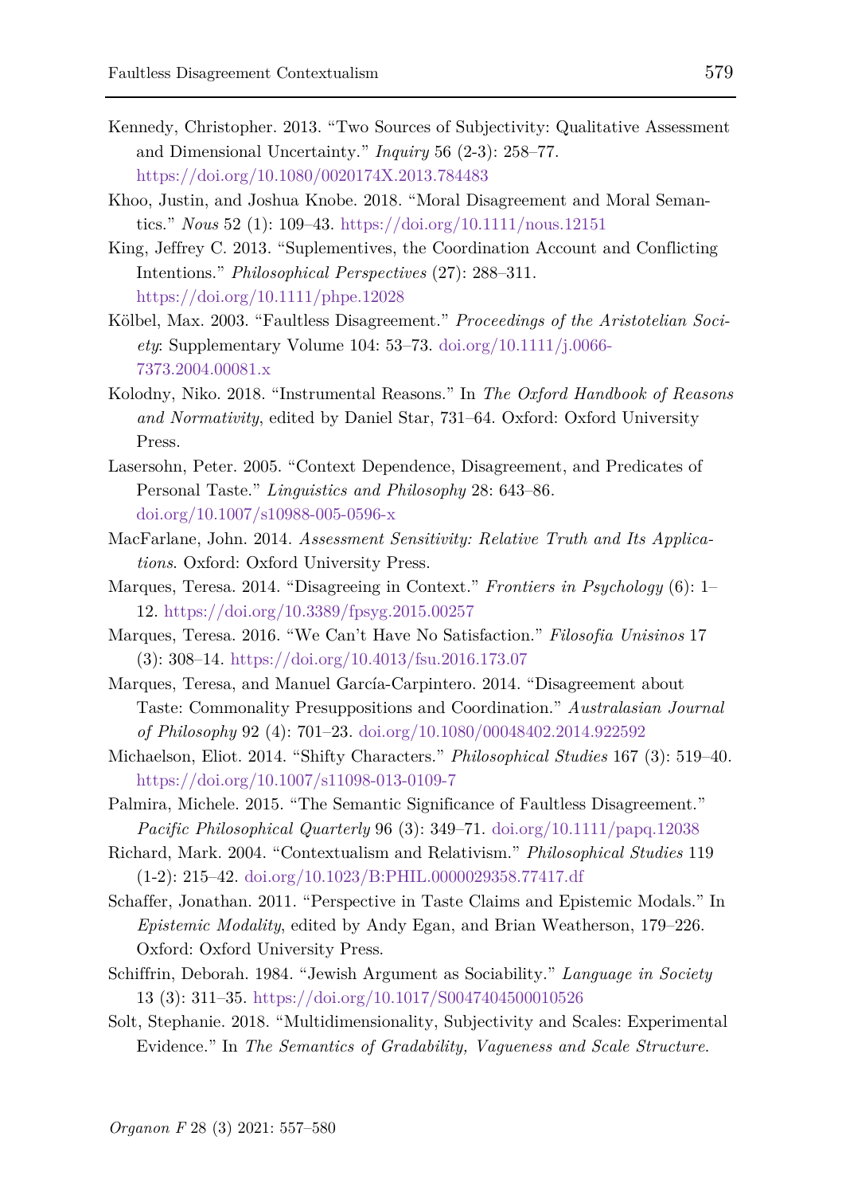Kennedy, Christopher. 2013. "Two Sources of Subjectivity: Qualitative Assessment and Dimensional Uncertainty." *Inquiry* 56 (2-3): 258–77. https://doi.org/10.1080/0020174X.2013.784483

Khoo, Justin, and Joshua Knobe. 2018. "Moral Disagreement and Moral Semantics." *Nous* 52 (1): 109–43. https://doi.org/10.1111/nous.12151

King, Jeffrey C. 2013. "Suplementives, the Coordination Account and Conflicting Intentions." *Philosophical Perspectives* (27): 288–311. https://doi.org/10.1111/phpe.12028

Kölbel, Max. 2003. "Faultless Disagreement." *Proceedings of the Aristotelian Society*: Supplementary Volume 104: 53–73. doi.org/10.1111/j.0066-7373.2004.00081.x

Kolodny, Niko. 2018. "Instrumental Reasons." In *The Oxford Handbook of Reasons and Normativity*, edited by Daniel Star, 731–64. Oxford: Oxford University Press.

Lasersohn, Peter. 2005. "Context Dependence, Disagreement, and Predicates of Personal Taste." *Linguistics and Philosophy* 28: 643–86. doi.org/10.1007/s10988-005-0596-x

MacFarlane, John. 2014. *Assessment Sensitivity: Relative Truth and Its Applications*. Oxford: Oxford University Press.

Marques, Teresa. 2014. "Disagreeing in Context." *Frontiers in Psychology* (6): 1–12. https://doi.org/10.3389/fpsyg.2015.00257

Marques, Teresa. 2016. "We Can't Have No Satisfaction." *Filosofia Unisinos* 17 (3): 308–14. https://doi.org/10.4013/fsu.2016.173.07

Marques, Teresa, and Manuel García-Carpintero. 2014. "Disagreement about Taste: Commonality Presuppositions and Coordination." *Australasian Journal of Philosophy* 92 (4): 701–23. doi.org/10.1080/00048402.2014.922592

Michaelson, Eliot. 2014. "Shifty Characters." *Philosophical Studies* 167 (3): 519–40. https://doi.org/10.1007/s11098-013-0109-7

Palmira, Michele. 2015. "The Semantic Significance of Faultless Disagreement." *Pacific Philosophical Quarterly* 96 (3): 349–71. doi.org/10.1111/papq.12038

Richard, Mark. 2004. "Contextualism and Relativism." *Philosophical Studies* 119 (1-2): 215–42. doi.org/10.1023/B:PHIL.0000029358.77417.df

Schaffer, Jonathan. 2011. "Perspective in Taste Claims and Epistemic Modals." In *Epistemic Modality*, edited by Andy Egan, and Brian Weatherson, 179–226. Oxford: Oxford University Press.

Schiffrin, Deborah. 1984. "Jewish Argument as Sociability." *Language in Society* 13 (3): 311–35. https://doi.org/10.1017/S0047404500010526

Solt, Stephanie. 2018. "Multidimensionality, Subjectivity and Scales: Experimental Evidence." In *The Semantics of Gradability, Vagueness and Scale Structure*.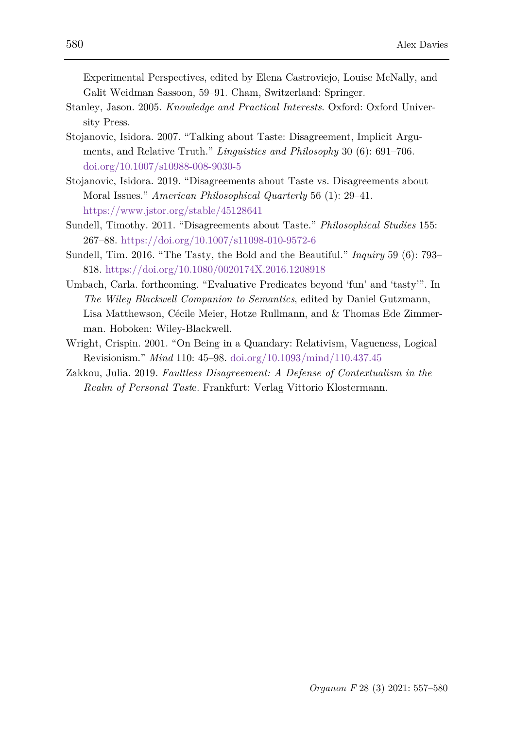Experimental Perspectives, edited by Elena Castroviejo, Louise McNally, and Galit Weidman Sassoon, 59–91. Cham, Switzerland: Springer.

Stanley, Jason. 2005. *Knowledge and Practical Interests*. Oxford: Oxford University Press.

Stojanovic, Isidora. 2007. "Talking about Taste: Disagreement, Implicit Arguments, and Relative Truth." *Linguistics and Philosophy* 30 (6): 691–706. doi.org/10.1007/s10988-008-9030-5

Stojanovic, Isidora. 2019. "Disagreements about Taste vs. Disagreements about Moral Issues." *American Philosophical Quarterly* 56 (1): 29–41. https://www.jstor.org/stable/45128641

Sundell, Timothy. 2011. "Disagreements about Taste." *Philosophical Studies* 155: 267–88. https://doi.org/10.1007/s11098-010-9572-6

Sundell, Tim. 2016. "The Tasty, the Bold and the Beautiful." *Inquiry* 59 (6): 793–818. https://doi.org/10.1080/0020174X.2016.1208918

Umbach, Carla. forthcoming. "Evaluative Predicates beyond 'fun' and 'tasty'". In *The Wiley Blackwell Companion to Semantics*, edited by Daniel Gutzmann, Lisa Matthewson, Cécile Meier, Hotze Rullmann, and & Thomas Ede Zimmerman. Hoboken: Wiley-Blackwell.

Wright, Crispin. 2001. "On Being in a Quandary: Relativism, Vagueness, Logical Revisionism." *Mind* 110: 45–98. doi.org/10.1093/mind/110.437.45

Zakkou, Julia. 2019. *Faultless Disagreement: A Defense of Contextualism in the Realm of Personal Taste*. Frankfurt: Verlag Vittorio Klostermann.